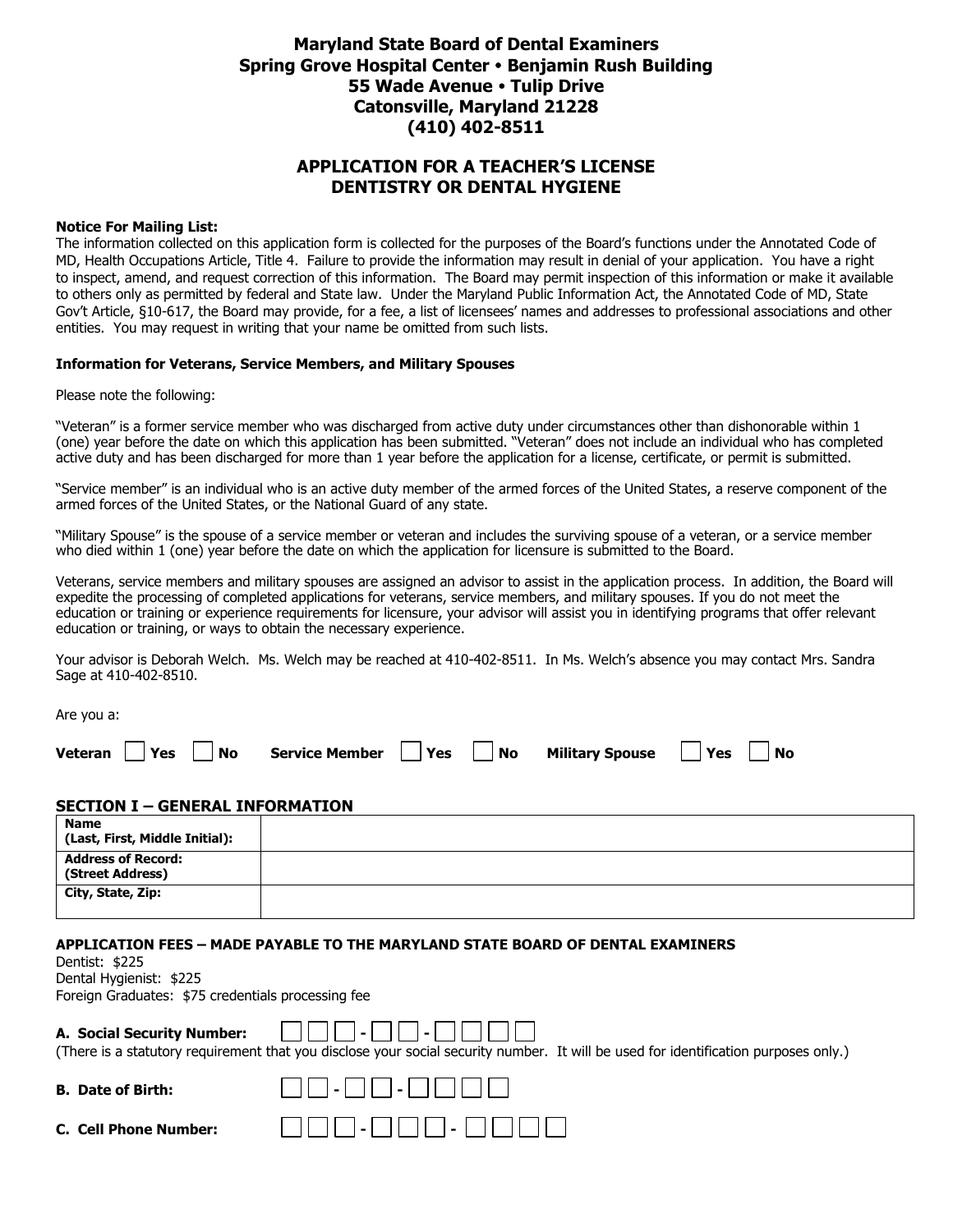**Maryland State Board of Dental Examiners**
**Spring Grove Hospital Center • Benjamin Rush Building**
**55 Wade Avenue • Tulip Drive**
**Catonsville, Maryland 21228**
**(410) 402-8511**

# APPLICATION FOR A TEACHER'S LICENSE DENTISTRY OR DENTAL HYGIENE

**Notice For Mailing List:**
The information collected on this application form is collected for the purposes of the Board's functions under the Annotated Code of MD, Health Occupations Article, Title 4. Failure to provide the information may result in denial of your application. You have a right to inspect, amend, and request correction of this information. The Board may permit inspection of this information or make it available to others only as permitted by federal and State law. Under the Maryland Public Information Act, the Annotated Code of MD, State Gov't Article, §10-617, the Board may provide, for a fee, a list of licensees' names and addresses to professional associations and other entities. You may request in writing that your name be omitted from such lists.

**Information for Veterans, Service Members, and Military Spouses**

Please note the following:

"Veteran" is a former service member who was discharged from active duty under circumstances other than dishonorable within 1 (one) year before the date on which this application has been submitted. "Veteran" does not include an individual who has completed active duty and has been discharged for more than 1 year before the application for a license, certificate, or permit is submitted.

"Service member" is an individual who is an active duty member of the armed forces of the United States, a reserve component of the armed forces of the United States, or the National Guard of any state.

"Military Spouse" is the spouse of a service member or veteran and includes the surviving spouse of a veteran, or a service member who died within 1 (one) year before the date on which the application for licensure is submitted to the Board.

Veterans, service members and military spouses are assigned an advisor to assist in the application process. In addition, the Board will expedite the processing of completed applications for veterans, service members, and military spouses. If you do not meet the education or training or experience requirements for licensure, your advisor will assist you in identifying programs that offer relevant education or training, or ways to obtain the necessary experience.

Your advisor is Deborah Welch. Ms. Welch may be reached at 410-402-8511. In Ms. Welch's absence you may contact Mrs. Sandra Sage at 410-402-8510.

Are you a:

**Veteran** ☐ **Yes** ☐ **No** **Service Member** ☐ **Yes** ☐ **No** **Military Spouse** ☐ **Yes** ☐ **No**

## SECTION I – GENERAL INFORMATION

| **Name (Last, First, Middle Initial):** | |
|---|---|
| **Address of Record: (Street Address)** | |
| **City, State, Zip:** | |

**APPLICATION FEES – MADE PAYABLE TO THE MARYLAND STATE BOARD OF DENTAL EXAMINERS**
Dentist: $225
Dental Hygienist: $225
Foreign Graduates: $75 credentials processing fee

**A. Social Security Number:** ☐☐☐-☐☐-☐☐☐☐
(There is a statutory requirement that you disclose your social security number. It will be used for identification purposes only.)

**B. Date of Birth:** ☐☐-☐☐-☐☐☐☐

**C. Cell Phone Number:** ☐☐☐-☐☐☐-☐☐☐☐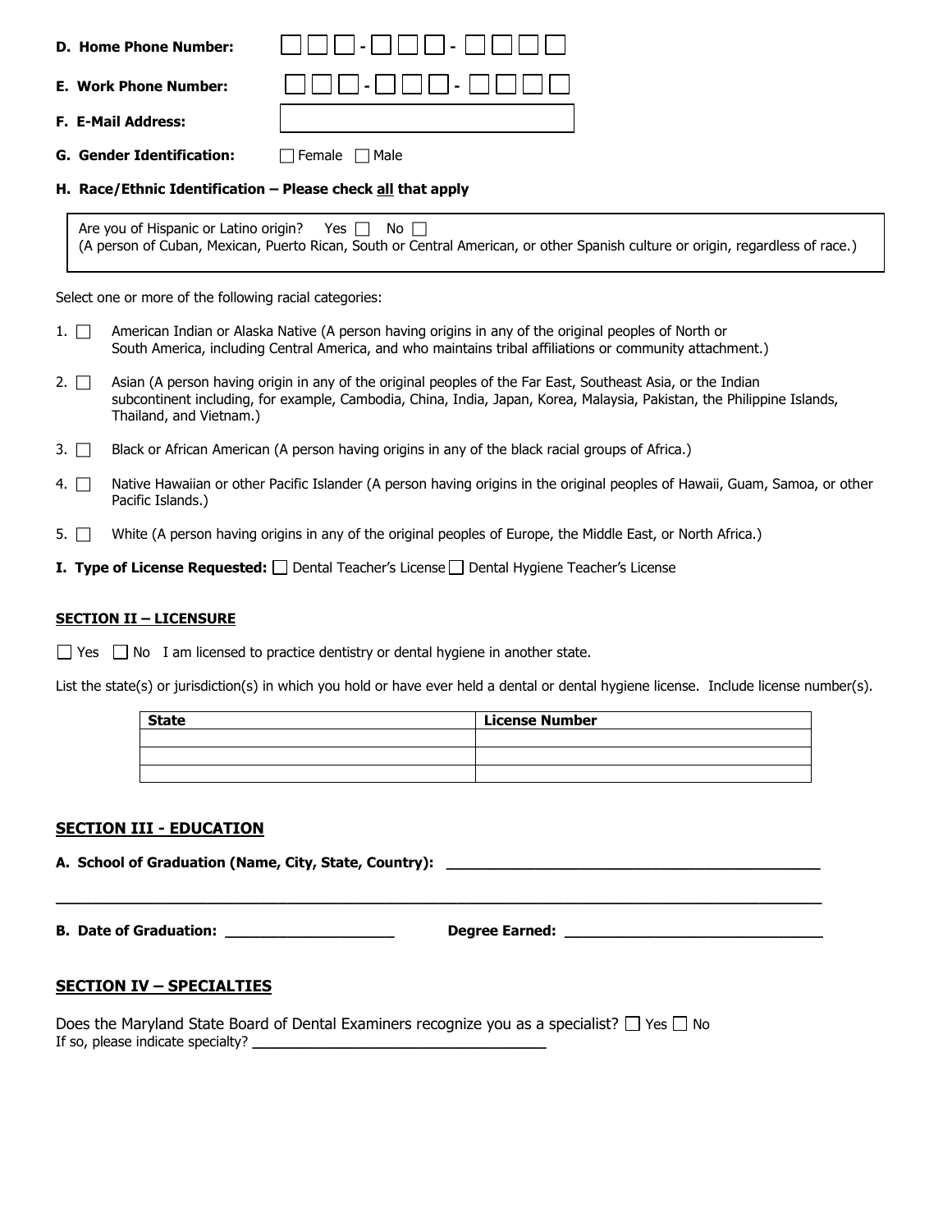**D. Home Phone Number:** ☐☐☐ - ☐☐☐ - ☐☐☐☐

**E. Work Phone Number:** ☐☐☐ - ☐☐☐ - ☐☐☐☐

**F. E-Mail Address:** ____________________

**G. Gender Identification:** ☐ Female ☐ Male

**H. Race/Ethnic Identification – Please check all that apply**

Are you of Hispanic or Latino origin? Yes ☐ No ☐
(A person of Cuban, Mexican, Puerto Rican, South or Central American, or other Spanish culture or origin, regardless of race.)

Select one or more of the following racial categories:

1. ☐ American Indian or Alaska Native (A person having origins in any of the original peoples of North or South America, including Central America, and who maintains tribal affiliations or community attachment.)
2. ☐ Asian (A person having origin in any of the original peoples of the Far East, Southeast Asia, or the Indian subcontinent including, for example, Cambodia, China, India, Japan, Korea, Malaysia, Pakistan, the Philippine Islands, Thailand, and Vietnam.)
3. ☐ Black or African American (A person having origins in any of the black racial groups of Africa.)
4. ☐ Native Hawaiian or other Pacific Islander (A person having origins in the original peoples of Hawaii, Guam, Samoa, or other Pacific Islands.)
5. ☐ White (A person having origins in any of the original peoples of Europe, the Middle East, or North Africa.)

**I. Type of License Requested:** ☐ Dental Teacher's License ☐ Dental Hygiene Teacher's License

## SECTION II – LICENSURE

☐ Yes ☐ No I am licensed to practice dentistry or dental hygiene in another state.

List the state(s) or jurisdiction(s) in which you hold or have ever held a dental or dental hygiene license. Include license number(s).

| State | License Number |
|---|---|
| | |
| | |
| | |

## SECTION III - EDUCATION

**A. School of Graduation (Name, City, State, Country):** ____________________________________________

______________________________________________________________________________

**B. Date of Graduation:** ____________________ **Degree Earned:** ______________________________

## SECTION IV – SPECIALTIES

Does the Maryland State Board of Dental Examiners recognize you as a specialist? ☐ Yes ☐ No
If so, please indicate specialty? ____________________________________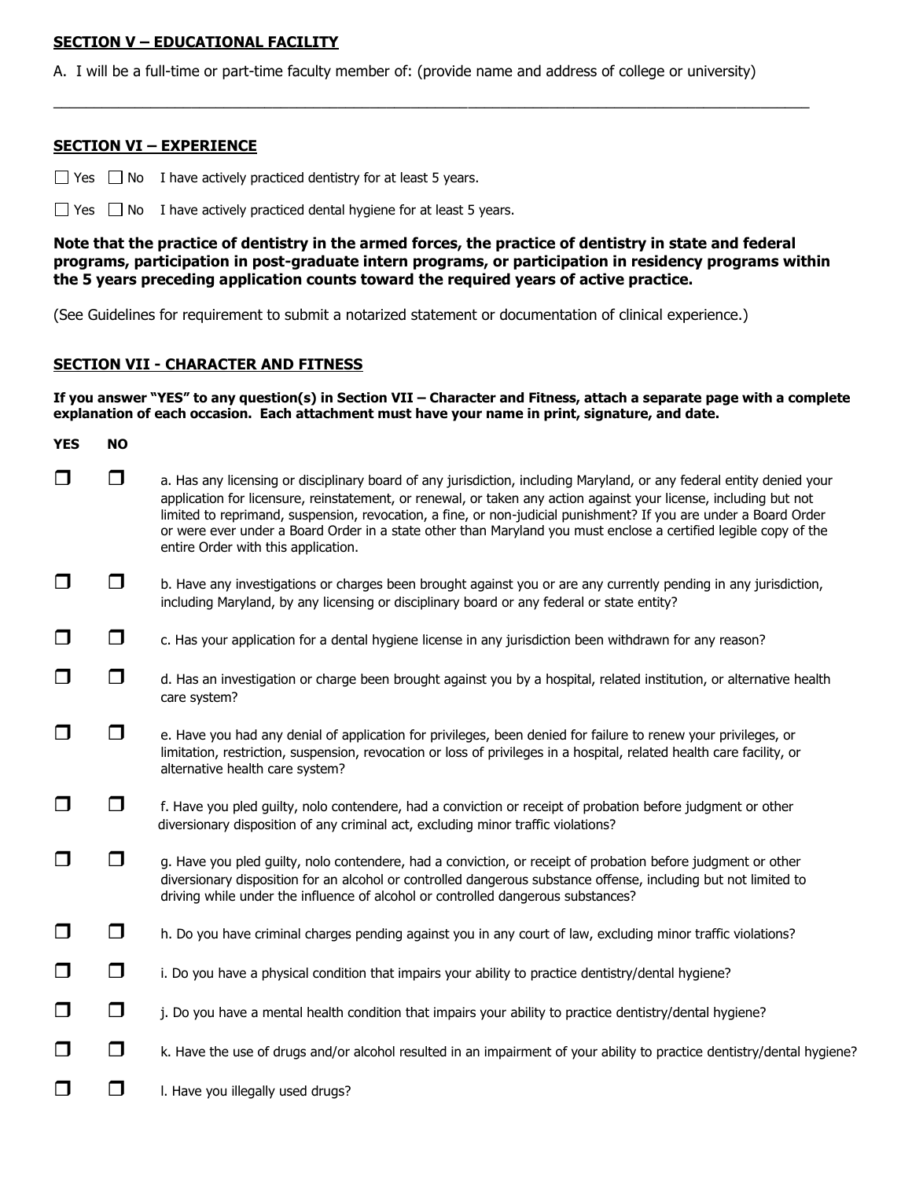## SECTION V – EDUCATIONAL FACILITY

A. I will be a full-time or part-time faculty member of: (provide name and address of college or university)

\_\_\_\_\_\_\_\_\_\_\_\_\_\_\_\_\_\_\_\_\_\_\_\_\_\_\_\_\_\_\_\_\_\_\_\_\_\_\_\_\_\_\_\_\_\_\_\_\_\_\_\_\_\_\_\_\_\_\_\_\_\_\_\_\_\_\_\_\_\_\_\_\_\_\_\_

## SECTION VI – EXPERIENCE

☐ Yes ☐ No I have actively practiced dentistry for at least 5 years.

☐ Yes ☐ No I have actively practiced dental hygiene for at least 5 years.

**Note that the practice of dentistry in the armed forces, the practice of dentistry in state and federal programs, participation in post-graduate intern programs, or participation in residency programs within the 5 years preceding application counts toward the required years of active practice.**

(See Guidelines for requirement to submit a notarized statement or documentation of clinical experience.)

## SECTION VII - CHARACTER AND FITNESS

**If you answer "YES" to any question(s) in Section VII – Character and Fitness, attach a separate page with a complete explanation of each occasion. Each attachment must have your name in print, signature, and date.**

| YES | NO | |
|---|---|---|
| ☐ | ☐ | a. Has any licensing or disciplinary board of any jurisdiction, including Maryland, or any federal entity denied your application for licensure, reinstatement, or renewal, or taken any action against your license, including but not limited to reprimand, suspension, revocation, a fine, or non-judicial punishment? If you are under a Board Order or were ever under a Board Order in a state other than Maryland you must enclose a certified legible copy of the entire Order with this application. |
| ☐ | ☐ | b. Have any investigations or charges been brought against you or are any currently pending in any jurisdiction, including Maryland, by any licensing or disciplinary board or any federal or state entity? |
| ☐ | ☐ | c. Has your application for a dental hygiene license in any jurisdiction been withdrawn for any reason? |
| ☐ | ☐ | d. Has an investigation or charge been brought against you by a hospital, related institution, or alternative health care system? |
| ☐ | ☐ | e. Have you had any denial of application for privileges, been denied for failure to renew your privileges, or limitation, restriction, suspension, revocation or loss of privileges in a hospital, related health care facility, or alternative health care system? |
| ☐ | ☐ | f. Have you pled guilty, nolo contendere, had a conviction or receipt of probation before judgment or other diversionary disposition of any criminal act, excluding minor traffic violations? |
| ☐ | ☐ | g. Have you pled guilty, nolo contendere, had a conviction, or receipt of probation before judgment or other diversionary disposition for an alcohol or controlled dangerous substance offense, including but not limited to driving while under the influence of alcohol or controlled dangerous substances? |
| ☐ | ☐ | h. Do you have criminal charges pending against you in any court of law, excluding minor traffic violations? |
| ☐ | ☐ | i. Do you have a physical condition that impairs your ability to practice dentistry/dental hygiene? |
| ☐ | ☐ | j. Do you have a mental health condition that impairs your ability to practice dentistry/dental hygiene? |
| ☐ | ☐ | k. Have the use of drugs and/or alcohol resulted in an impairment of your ability to practice dentistry/dental hygiene? |
| ☐ | ☐ | l. Have you illegally used drugs? |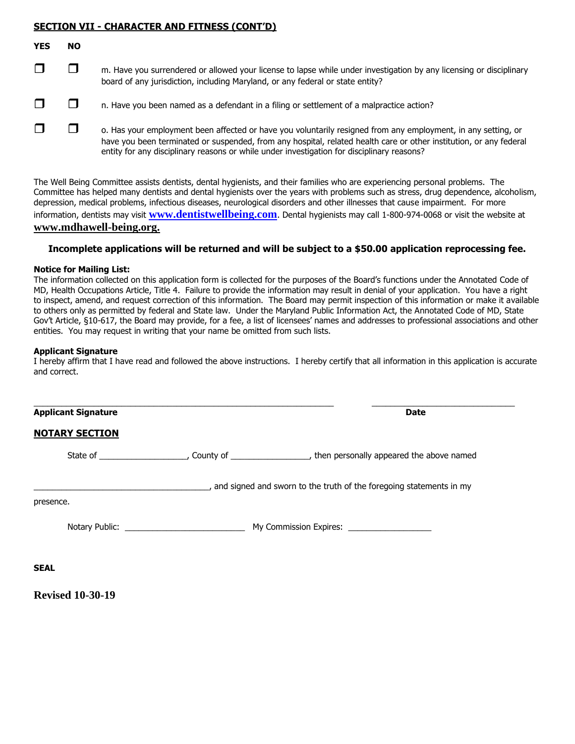## SECTION VII - CHARACTER AND FITNESS (CONT'D)

| YES | NO | |
|---|---|---|
| ☐ | ☐ | m. Have you surrendered or allowed your license to lapse while under investigation by any licensing or disciplinary board of any jurisdiction, including Maryland, or any federal or state entity? |
| ☐ | ☐ | n. Have you been named as a defendant in a filing or settlement of a malpractice action? |
| ☐ | ☐ | o. Has your employment been affected or have you voluntarily resigned from any employment, in any setting, or have you been terminated or suspended, from any hospital, related health care or other institution, or any federal entity for any disciplinary reasons or while under investigation for disciplinary reasons? |

The Well Being Committee assists dentists, dental hygienists, and their families who are experiencing personal problems. The Committee has helped many dentists and dental hygienists over the years with problems such as stress, drug dependence, alcoholism, depression, medical problems, infectious diseases, neurological disorders and other illnesses that cause impairment. For more information, dentists may visit **www.dentistwellbeing.com**. Dental hygienists may call 1-800-974-0068 or visit the website at **www.mdhawell-being.org.**

**Incomplete applications will be returned and will be subject to a $50.00 application reprocessing fee.**

**Notice for Mailing List:**
The information collected on this application form is collected for the purposes of the Board's functions under the Annotated Code of MD, Health Occupations Article, Title 4. Failure to provide the information may result in denial of your application. You have a right to inspect, amend, and request correction of this information. The Board may permit inspection of this information or make it available to others only as permitted by federal and State law. Under the Maryland Public Information Act, the Annotated Code of MD, State Gov't Article, §10-617, the Board may provide, for a fee, a list of licensees' names and addresses to professional associations and other entities. You may request in writing that your name be omitted from such lists.

**Applicant Signature**
I hereby affirm that I have read and followed the above instructions. I hereby certify that all information in this application is accurate and correct.

_______________________________________________ _______________________

**Applicant Signature** **Date**

## NOTARY SECTION

State of ___________________, County of _________________, then personally appeared the above named

______________________________________, and signed and sworn to the truth of the foregoing statements in my presence.

Notary Public: __________________________ My Commission Expires: __________________

**SEAL**

**Revised 10-30-19**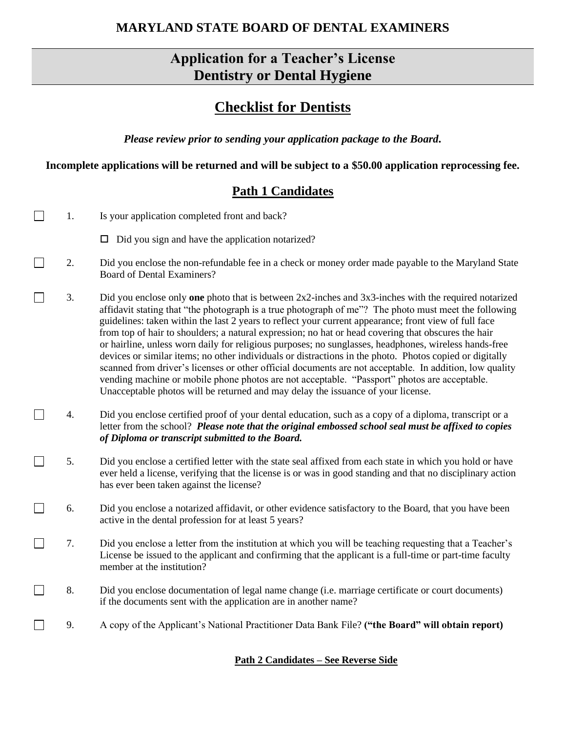**MARYLAND STATE BOARD OF DENTAL EXAMINERS**

# Application for a Teacher's License
# Dentistry or Dental Hygiene

## Checklist for Dentists

***Please review prior to sending your application package to the Board.***

**Incomplete applications will be returned and will be subject to a $50.00 application reprocessing fee.**

## Path 1 Candidates

- ☐ 1. Is your application completed front and back?

  - ☐ Did you sign and have the application notarized?

- ☐ 2. Did you enclose the non-refundable fee in a check or money order made payable to the Maryland State Board of Dental Examiners?

- ☐ 3. Did you enclose only **one** photo that is between 2x2-inches and 3x3-inches with the required notarized affidavit stating that "the photograph is a true photograph of me"? The photo must meet the following guidelines: taken within the last 2 years to reflect your current appearance; front view of full face from top of hair to shoulders; a natural expression; no hat or head covering that obscures the hair or hairline, unless worn daily for religious purposes; no sunglasses, headphones, wireless hands-free devices or similar items; no other individuals or distractions in the photo. Photos copied or digitally scanned from driver's licenses or other official documents are not acceptable. In addition, low quality vending machine or mobile phone photos are not acceptable. "Passport" photos are acceptable. Unacceptable photos will be returned and may delay the issuance of your license.

- ☐ 4. Did you enclose certified proof of your dental education, such as a copy of a diploma, transcript or a letter from the school? ***Please note that the original embossed school seal must be affixed to copies of Diploma or transcript submitted to the Board.***

- ☐ 5. Did you enclose a certified letter with the state seal affixed from each state in which you hold or have ever held a license, verifying that the license is or was in good standing and that no disciplinary action has ever been taken against the license?

- ☐ 6. Did you enclose a notarized affidavit, or other evidence satisfactory to the Board, that you have been active in the dental profession for at least 5 years?

- ☐ 7. Did you enclose a letter from the institution at which you will be teaching requesting that a Teacher's License be issued to the applicant and confirming that the applicant is a full-time or part-time faculty member at the institution?

- ☐ 8. Did you enclose documentation of legal name change (i.e. marriage certificate or court documents) if the documents sent with the application are in another name?

- ☐ 9. A copy of the Applicant's National Practitioner Data Bank File? **("the Board" will obtain report)**

**Path 2 Candidates – See Reverse Side**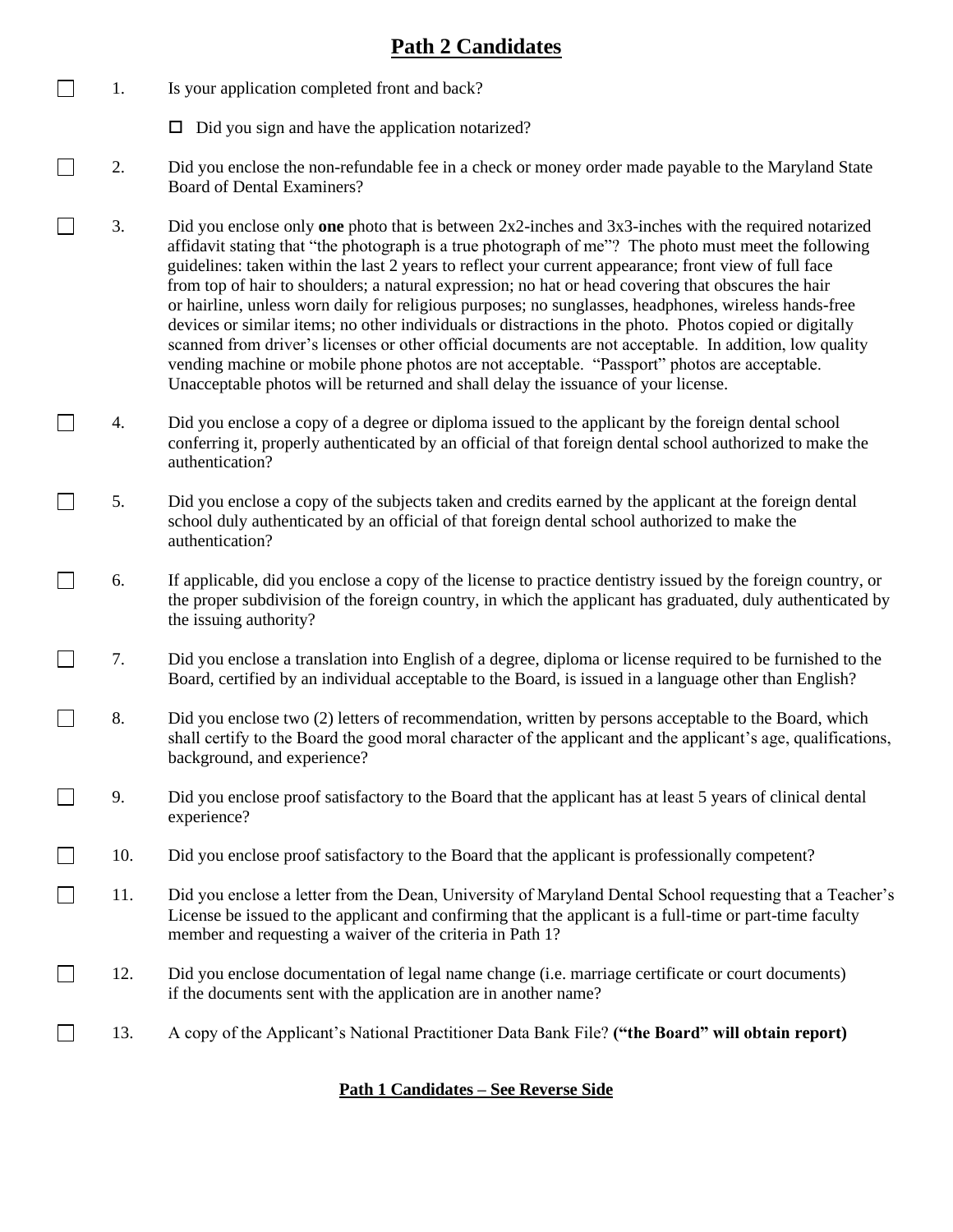# Path 2 Candidates

☐ 1. Is your application completed front and back?

☐ Did you sign and have the application notarized?

☐ 2. Did you enclose the non-refundable fee in a check or money order made payable to the Maryland State Board of Dental Examiners?

☐ 3. Did you enclose only **one** photo that is between 2x2-inches and 3x3-inches with the required notarized affidavit stating that "the photograph is a true photograph of me"? The photo must meet the following guidelines: taken within the last 2 years to reflect your current appearance; front view of full face from top of hair to shoulders; a natural expression; no hat or head covering that obscures the hair or hairline, unless worn daily for religious purposes; no sunglasses, headphones, wireless hands-free devices or similar items; no other individuals or distractions in the photo. Photos copied or digitally scanned from driver's licenses or other official documents are not acceptable. In addition, low quality vending machine or mobile phone photos are not acceptable. "Passport" photos are acceptable. Unacceptable photos will be returned and shall delay the issuance of your license.

☐ 4. Did you enclose a copy of a degree or diploma issued to the applicant by the foreign dental school conferring it, properly authenticated by an official of that foreign dental school authorized to make the authentication?

☐ 5. Did you enclose a copy of the subjects taken and credits earned by the applicant at the foreign dental school duly authenticated by an official of that foreign dental school authorized to make the authentication?

☐ 6. If applicable, did you enclose a copy of the license to practice dentistry issued by the foreign country, or the proper subdivision of the foreign country, in which the applicant has graduated, duly authenticated by the issuing authority?

☐ 7. Did you enclose a translation into English of a degree, diploma or license required to be furnished to the Board, certified by an individual acceptable to the Board, is issued in a language other than English?

☐ 8. Did you enclose two (2) letters of recommendation, written by persons acceptable to the Board, which shall certify to the Board the good moral character of the applicant and the applicant's age, qualifications, background, and experience?

☐ 9. Did you enclose proof satisfactory to the Board that the applicant has at least 5 years of clinical dental experience?

☐ 10. Did you enclose proof satisfactory to the Board that the applicant is professionally competent?

☐ 11. Did you enclose a letter from the Dean, University of Maryland Dental School requesting that a Teacher's License be issued to the applicant and confirming that the applicant is a full-time or part-time faculty member and requesting a waiver of the criteria in Path 1?

☐ 12. Did you enclose documentation of legal name change (i.e. marriage certificate or court documents) if the documents sent with the application are in another name?

☐ 13. A copy of the Applicant's National Practitioner Data Bank File? **("the Board" will obtain report)**

**Path 1 Candidates – See Reverse Side**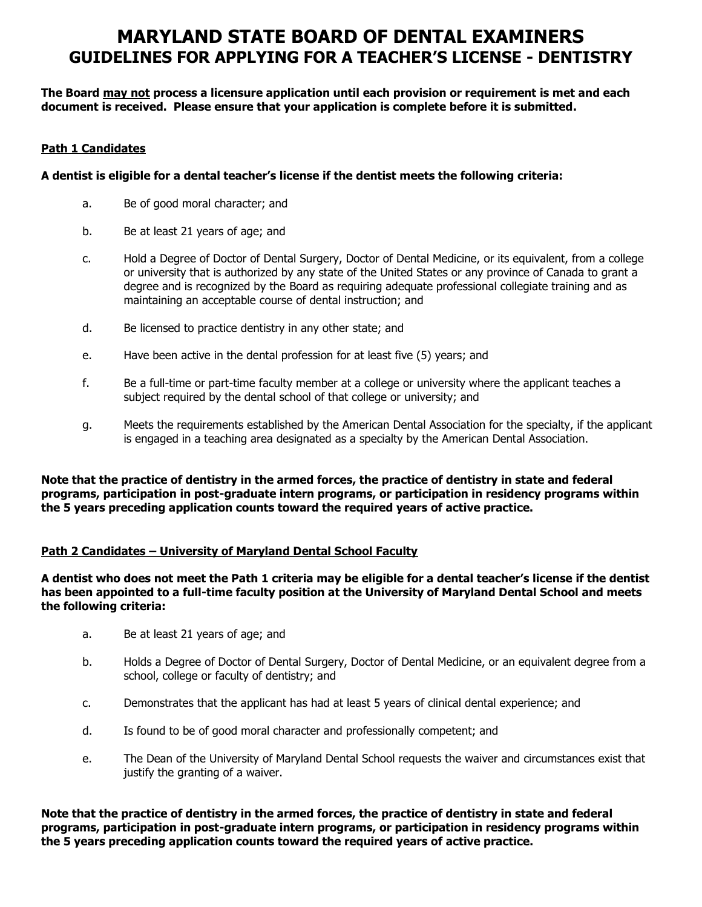# MARYLAND STATE BOARD OF DENTAL EXAMINERS
## GUIDELINES FOR APPLYING FOR A TEACHER'S LICENSE - DENTISTRY

**The Board may not process a licensure application until each provision or requirement is met and each document is received. Please ensure that your application is complete before it is submitted.**

**Path 1 Candidates**

**A dentist is eligible for a dental teacher's license if the dentist meets the following criteria:**

a. Be of good moral character; and

b. Be at least 21 years of age; and

c. Hold a Degree of Doctor of Dental Surgery, Doctor of Dental Medicine, or its equivalent, from a college or university that is authorized by any state of the United States or any province of Canada to grant a degree and is recognized by the Board as requiring adequate professional collegiate training and as maintaining an acceptable course of dental instruction; and

d. Be licensed to practice dentistry in any other state; and

e. Have been active in the dental profession for at least five (5) years; and

f. Be a full-time or part-time faculty member at a college or university where the applicant teaches a subject required by the dental school of that college or university; and

g. Meets the requirements established by the American Dental Association for the specialty, if the applicant is engaged in a teaching area designated as a specialty by the American Dental Association.

**Note that the practice of dentistry in the armed forces, the practice of dentistry in state and federal programs, participation in post-graduate intern programs, or participation in residency programs within the 5 years preceding application counts toward the required years of active practice.**

**Path 2 Candidates – University of Maryland Dental School Faculty**

**A dentist who does not meet the Path 1 criteria may be eligible for a dental teacher's license if the dentist has been appointed to a full-time faculty position at the University of Maryland Dental School and meets the following criteria:**

a. Be at least 21 years of age; and

b. Holds a Degree of Doctor of Dental Surgery, Doctor of Dental Medicine, or an equivalent degree from a school, college or faculty of dentistry; and

c. Demonstrates that the applicant has had at least 5 years of clinical dental experience; and

d. Is found to be of good moral character and professionally competent; and

e. The Dean of the University of Maryland Dental School requests the waiver and circumstances exist that justify the granting of a waiver.

**Note that the practice of dentistry in the armed forces, the practice of dentistry in state and federal programs, participation in post-graduate intern programs, or participation in residency programs within the 5 years preceding application counts toward the required years of active practice.**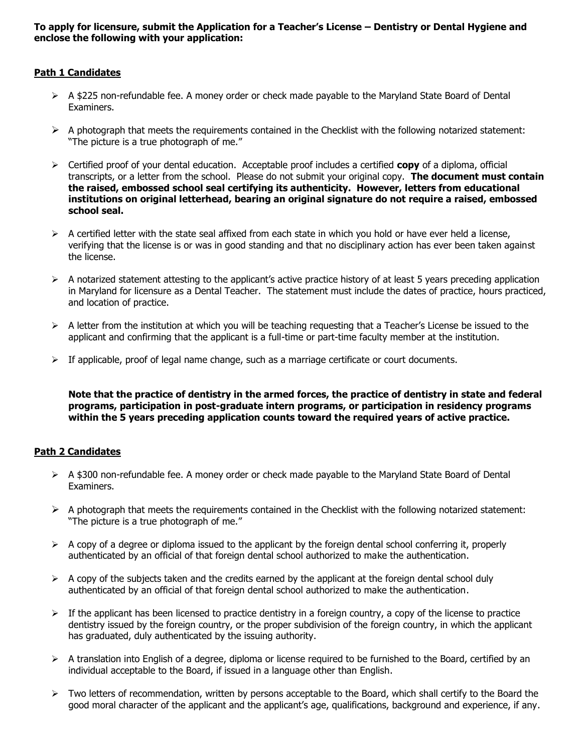**To apply for licensure, submit the Application for a Teacher's License – Dentistry or Dental Hygiene and enclose the following with your application:**

**<u>Path 1 Candidates</u>**

- A $225 non-refundable fee. A money order or check made payable to the Maryland State Board of Dental Examiners.
- A photograph that meets the requirements contained in the Checklist with the following notarized statement: "The picture is a true photograph of me."
- Certified proof of your dental education. Acceptable proof includes a certified **copy** of a diploma, official transcripts, or a letter from the school. Please do not submit your original copy. **The document must contain the raised, embossed school seal certifying its authenticity. However, letters from educational institutions on original letterhead, bearing an original signature do not require a raised, embossed school seal.**
- A certified letter with the state seal affixed from each state in which you hold or have ever held a license, verifying that the license is or was in good standing and that no disciplinary action has ever been taken against the license.
- A notarized statement attesting to the applicant's active practice history of at least 5 years preceding application in Maryland for licensure as a Dental Teacher. The statement must include the dates of practice, hours practiced, and location of practice.
- A letter from the institution at which you will be teaching requesting that a Teacher's License be issued to the applicant and confirming that the applicant is a full-time or part-time faculty member at the institution.
- If applicable, proof of legal name change, such as a marriage certificate or court documents.

**Note that the practice of dentistry in the armed forces, the practice of dentistry in state and federal programs, participation in post-graduate intern programs, or participation in residency programs within the 5 years preceding application counts toward the required years of active practice.**

**<u>Path 2 Candidates</u>**

- A $300 non-refundable fee. A money order or check made payable to the Maryland State Board of Dental Examiners.
- A photograph that meets the requirements contained in the Checklist with the following notarized statement: "The picture is a true photograph of me."
- A copy of a degree or diploma issued to the applicant by the foreign dental school conferring it, properly authenticated by an official of that foreign dental school authorized to make the authentication.
- A copy of the subjects taken and the credits earned by the applicant at the foreign dental school duly authenticated by an official of that foreign dental school authorized to make the authentication.
- If the applicant has been licensed to practice dentistry in a foreign country, a copy of the license to practice dentistry issued by the foreign country, or the proper subdivision of the foreign country, in which the applicant has graduated, duly authenticated by the issuing authority.
- A translation into English of a degree, diploma or license required to be furnished to the Board, certified by an individual acceptable to the Board, if issued in a language other than English.
- Two letters of recommendation, written by persons acceptable to the Board, which shall certify to the Board the good moral character of the applicant and the applicant's age, qualifications, background and experience, if any.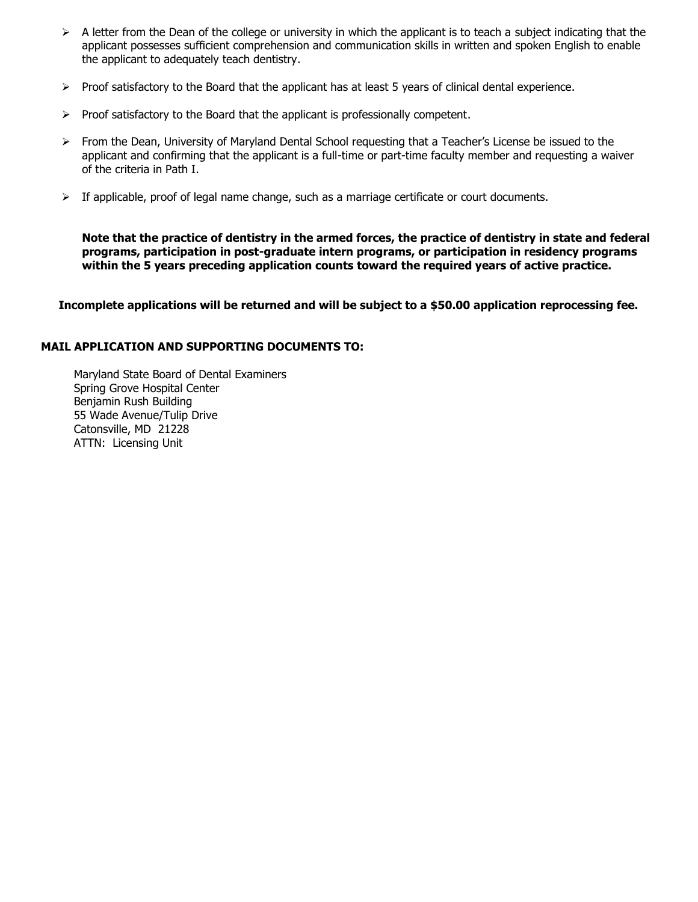- A letter from the Dean of the college or university in which the applicant is to teach a subject indicating that the applicant possesses sufficient comprehension and communication skills in written and spoken English to enable the applicant to adequately teach dentistry.
- Proof satisfactory to the Board that the applicant has at least 5 years of clinical dental experience.
- Proof satisfactory to the Board that the applicant is professionally competent.
- From the Dean, University of Maryland Dental School requesting that a Teacher's License be issued to the applicant and confirming that the applicant is a full-time or part-time faculty member and requesting a waiver of the criteria in Path I.
- If applicable, proof of legal name change, such as a marriage certificate or court documents.

**Note that the practice of dentistry in the armed forces, the practice of dentistry in state and federal programs, participation in post-graduate intern programs, or participation in residency programs within the 5 years preceding application counts toward the required years of active practice.**

**Incomplete applications will be returned and will be subject to a $50.00 application reprocessing fee.**

**MAIL APPLICATION AND SUPPORTING DOCUMENTS TO:**

Maryland State Board of Dental Examiners
Spring Grove Hospital Center
Benjamin Rush Building
55 Wade Avenue/Tulip Drive
Catonsville, MD 21228
ATTN: Licensing Unit